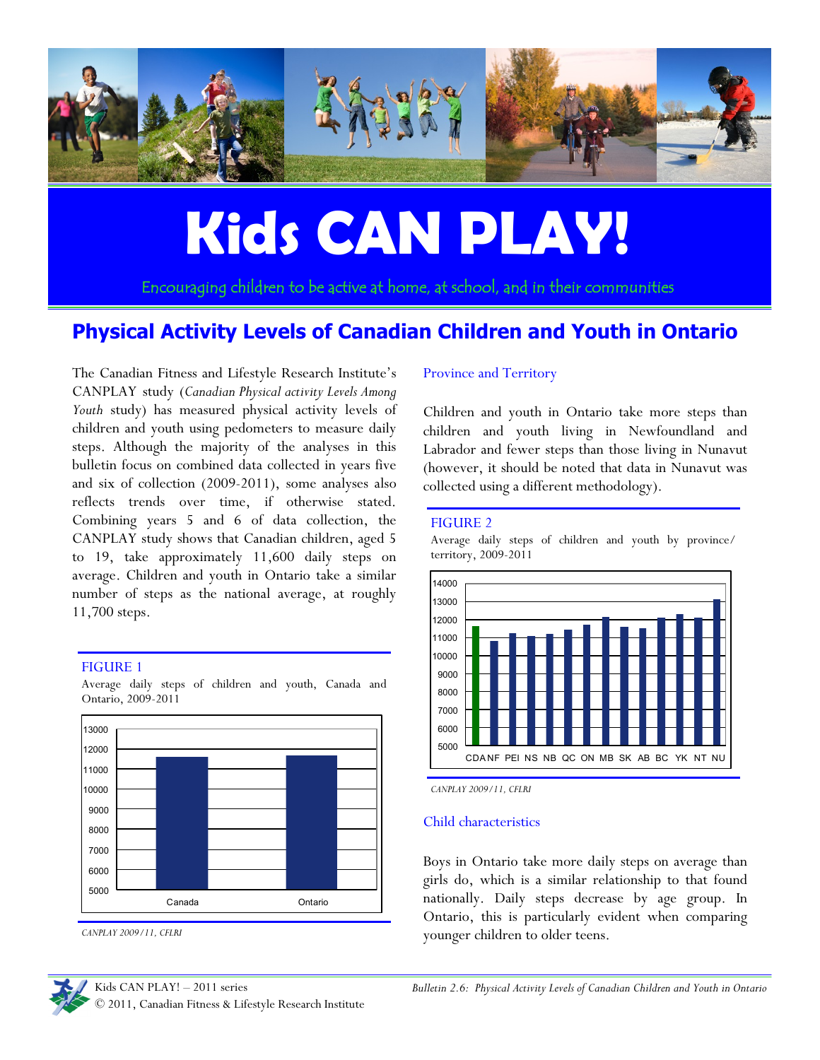# Kids CAN PLAY!

Encouraging children to be active at home, at school, and in their communities

## Physical Activity Levels of Canadian Children and Youth in Ontario

The Canadian Fitness and Lifestyle Research Institute's CANPLAY study (*Canadian Physical activity Levels Among Youth* study) has measured physical activity levels of children and youth using pedometers to measure daily steps. Although the majority of the analyses in this bulletin focus on combined data collected in years five and six of collection (2009-2011), some analyses also reflects trends over time, if otherwise stated. Combining years 5 and 6 of data collection, the CANPLAY study shows that Canadian children, aged 5 to 19, take approximately 11,600 daily steps on average. Children and youth in Ontario take a similar number of steps as the national average, at roughly 11,700 steps.

FIGURE 1

Average daily steps of children and youth, Canada and Ontario, 2009-2011

*CANPLAY 2009/11, CFLRI*

### Province and Territory

Children and youth in Ontario take more steps than children and youth living in Newfoundland and Labrador and fewer steps than those living in Nunavut (however, it should be noted that data in Nunavut was collected using a different methodology).

FIGURE 2

Average daily steps of children and youth by province/ territory, 2009-2011

*CANPLAY 2009/11, CFLRI*

### Child characteristics

Boys in Ontario take more daily steps on average than girls do, which is a similar relationship to that found nationally. Daily steps decrease by age group. In Ontario, this is particularly evident when comparing younger children to older teens.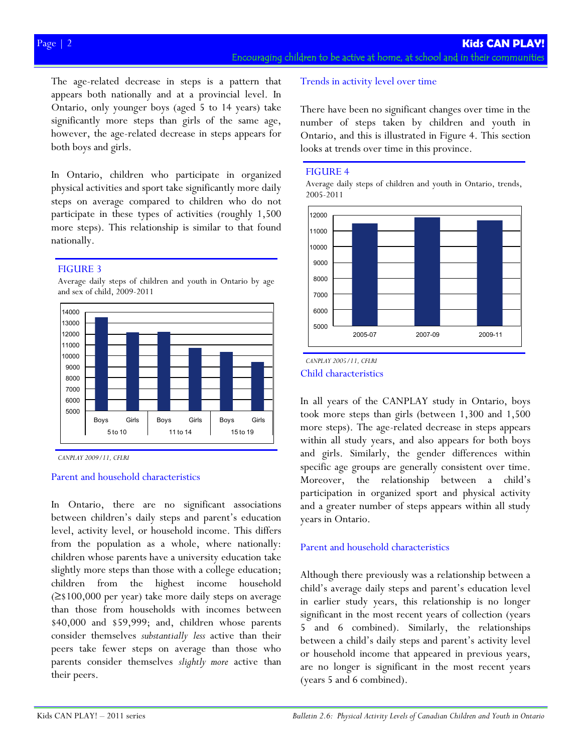The age-related decrease in steps is a pattern that appears both nationally and at a provincial level. In Ontario, only younger boys (aged 5 to 14 years) take significantly more steps than girls of the same age, however, the age-related decrease in steps appears for both boys and girls.

In Ontario, children who participate in organized physical activities and sport take significantly more daily steps on average compared to children who do not participate in these types of activities (roughly 1,500 more steps). This relationship is similar to that found nationally.

FIGURE 3

Average daily steps of children and youth in Ontario by age and sex of child, 2009-2011

*CANPLAY 2009/11, CFLRI*

### Parent and household characteristics

In Ontario, there are no significant associations between children's daily steps and parent's education level, activity level, or household income. This differs from the population as a whole, where nationally: children whose parents have a university education take slightly more steps than those with a college education; children from the highest income household (≥$100,000 per year) take more daily steps on average than those from households with incomes between $40,000 and $59,999; and, children whose parents consider themselves *substantially less* active than their peers take fewer steps on average than those who parents consider themselves *slightly more* active than their peers.

## Trends in activity level over time

There have been no significant changes over time in the number of steps taken by children and youth in Ontario, and this is illustrated in Figure 4. This section looks at trends over time in this province.

FIGURE 4

Average daily steps of children and youth in Ontario, trends, 2005-2011

*CANPLAY 2005/11, CFLRI*

### Child characteristics

In all years of the CANPLAY study in Ontario, boys took more steps than girls (between 1,300 and 1,500 more steps). The age-related decrease in steps appears within all study years, and also appears for both boys and girls. Similarly, the gender differences within specific age groups are generally consistent over time. Moreover, the relationship between a child's participation in organized sport and physical activity and a greater number of steps appears within all study years in Ontario.

### Parent and household characteristics

Although there previously was a relationship between a child's average daily steps and parent's education level in earlier study years, this relationship is no longer significant in the most recent years of collection (years 5 and 6 combined). Similarly, the relationships between a child's daily steps and parent's activity level or household income that appeared in previous years, are no longer is significant in the most recent years (years 5 and 6 combined).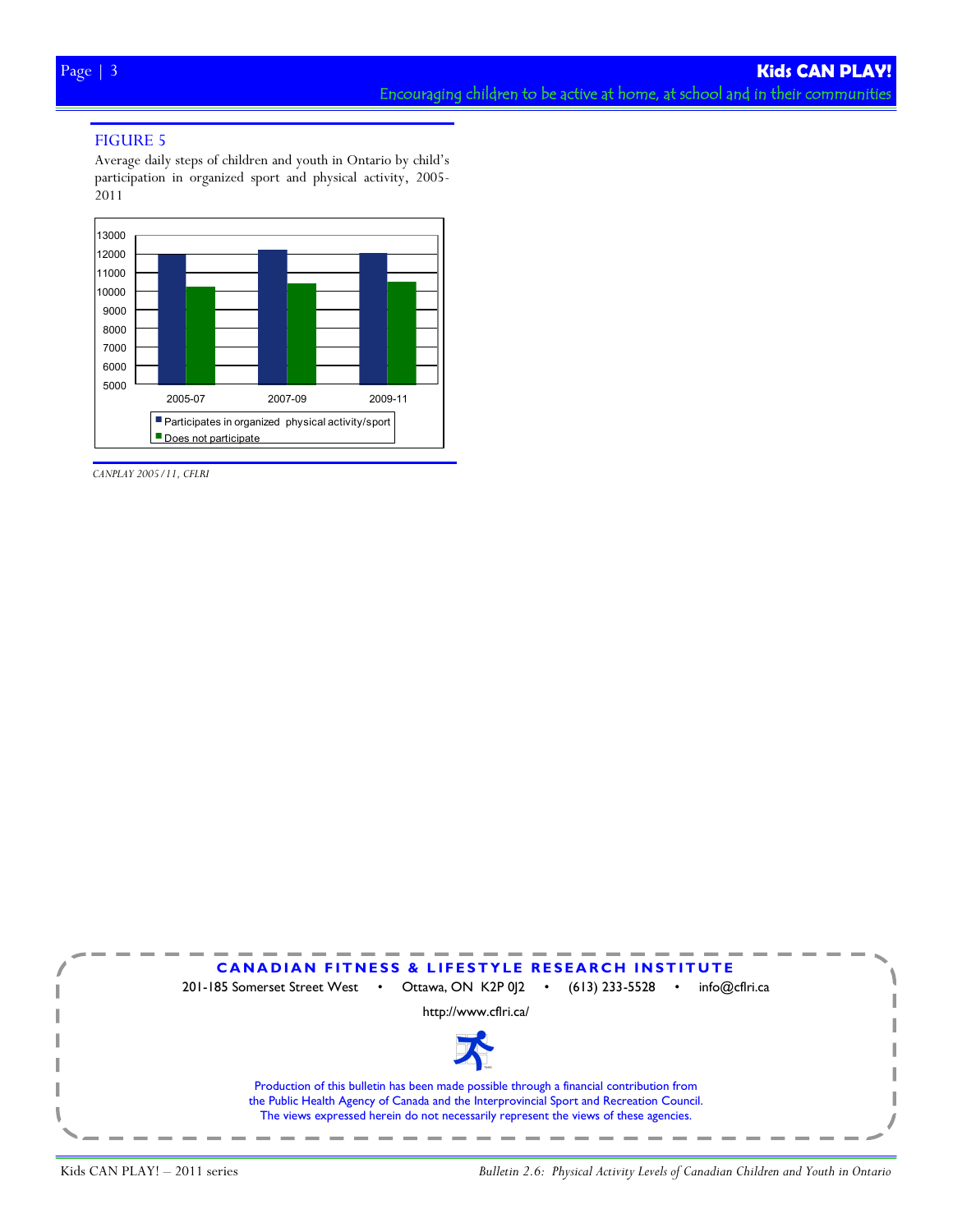FIGURE 5

Average daily steps of children and youth in Ontario by child's participation in organized sport and physical activity, 2005-2011

13000
12000
11000
10000
9000
8000
7000
6000
5000

2005-07
2007-09
2009-11

Participates in organized physical activity/sport
Does not participate

*CANPLAY 2005/11, CFLRI*

**CANADIAN FITNESS & LIFESTYLE RESEARCH INSTITUTE**

201-185 Somerset Street West • Ottawa, ON K2P 0J2 • (613) 233-5528 • info@cflri.ca

http://www.cflri.ca/

Production of this bulletin has been made possible through a financial contribution from the Public Health Agency of Canada and the Interprovincial Sport and Recreation Council. The views expressed herein do not necessarily represent the views of these agencies.